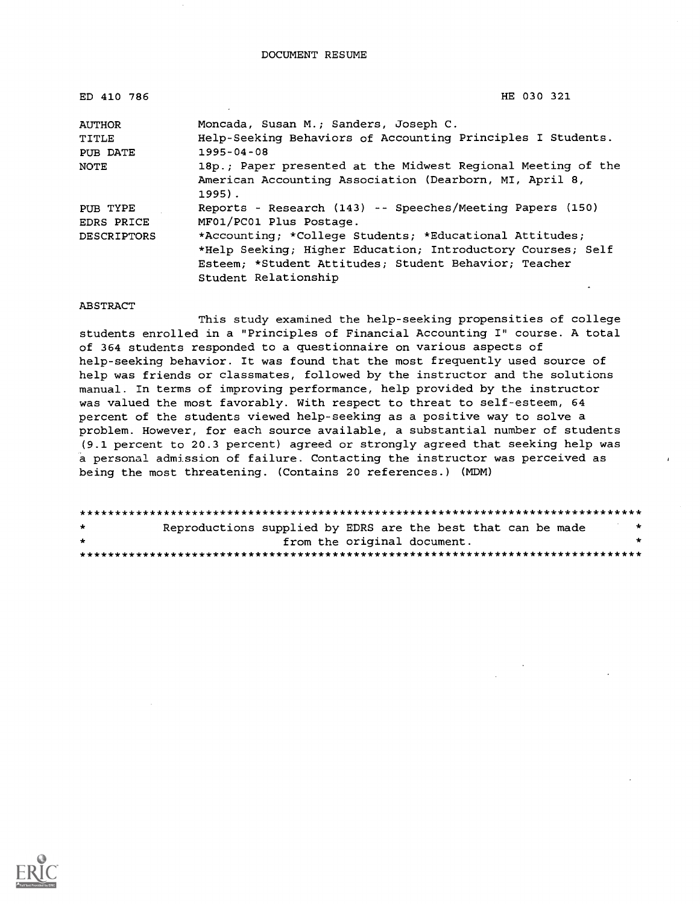DOCUMENT RESUME

| | |
|---|---|
| ED 410 786 | HE 030 321 |
| AUTHOR | Moncada, Susan M.; Sanders, Joseph C. |
| TITLE | Help-Seeking Behaviors of Accounting Principles I Students. |
| PUB DATE | 1995-04-08 |
| NOTE | 18p.; Paper presented at the Midwest Regional Meeting of the American Accounting Association (Dearborn, MI, April 8, 1995). |
| PUB TYPE | Reports - Research (143) -- Speeches/Meeting Papers (150) |
| EDRS PRICE | MF01/PC01 Plus Postage. |
| DESCRIPTORS | *Accounting; *College Students; *Educational Attitudes; *Help Seeking; Higher Education; Introductory Courses; Self Esteem; *Student Attitudes; Student Behavior; Teacher Student Relationship |

ABSTRACT

This study examined the help-seeking propensities of college students enrolled in a "Principles of Financial Accounting I" course. A total of 364 students responded to a questionnaire on various aspects of help-seeking behavior. It was found that the most frequently used source of help was friends or classmates, followed by the instructor and the solutions manual. In terms of improving performance, help provided by the instructor was valued the most favorably. With respect to threat to self-esteem, 64 percent of the students viewed help-seeking as a positive way to solve a problem. However, for each source available, a substantial number of students (9.1 percent to 20.3 percent) agreed or strongly agreed that seeking help was a personal admission of failure. Contacting the instructor was perceived as being the most threatening. (Contains 20 references.) (MDM)

********************************************************************************
* Reproductions supplied by EDRS are the best that can be made *
* from the original document. *
********************************************************************************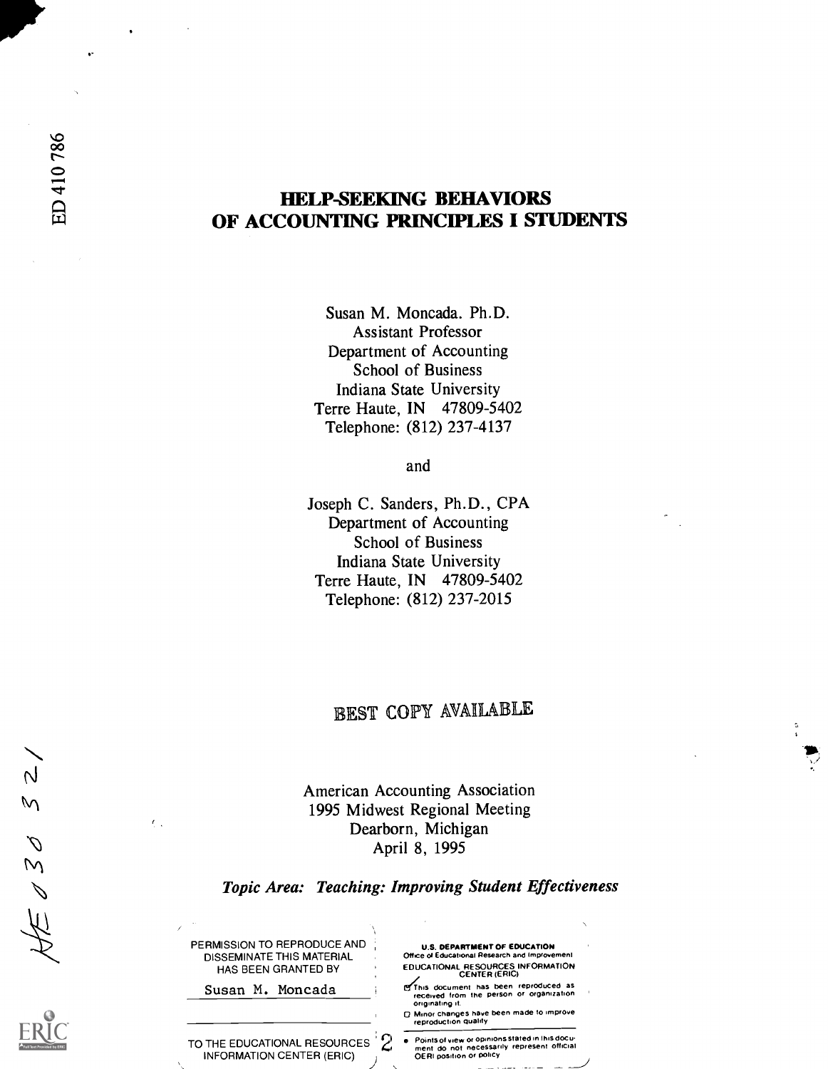ED 410 786

# HELP-SEEKING BEHAVIORS OF ACCOUNTING PRINCIPLES I STUDENTS

Susan M. Moncada. Ph.D.
Assistant Professor
Department of Accounting
School of Business
Indiana State University
Terre Haute, IN 47809-5402
Telephone: (812) 237-4137

and

Joseph C. Sanders, Ph.D., CPA
Department of Accounting
School of Business
Indiana State University
Terre Haute, IN 47809-5402
Telephone: (812) 237-2015

BEST COPY AVAILABLE

American Accounting Association
1995 Midwest Regional Meeting
Dearborn, Michigan
April 8, 1995

***Topic Area: Teaching: Improving Student Effectiveness***

HE 030 321

PERMISSION TO REPRODUCE AND DISSEMINATE THIS MATERIAL HAS BEEN GRANTED BY

Susan M. Moncada

TO THE EDUCATIONAL RESOURCES INFORMATION CENTER (ERIC)

U.S. DEPARTMENT OF EDUCATION
Office of Educational Research and Improvement
EDUCATIONAL RESOURCES INFORMATION CENTER (ERIC)

- This document has been reproduced as received from the person or organization originating it.
- Minor changes have been made to improve reproduction quality.
- Points of view or opinions stated in this document do not necessarily represent official OERI position or policy.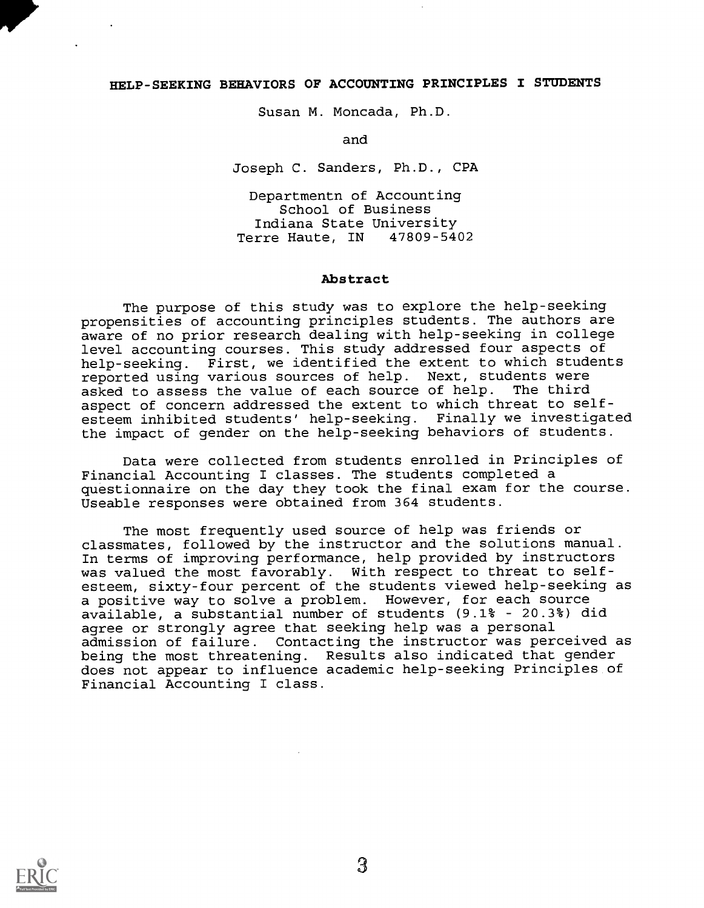# HELP-SEEKING BEHAVIORS OF ACCOUNTING PRINCIPLES I STUDENTS

Susan M. Moncada, Ph.D.

and

Joseph C. Sanders, Ph.D., CPA

Departmentn of Accounting
School of Business
Indiana State University
Terre Haute, IN 47809-5402

## Abstract

The purpose of this study was to explore the help-seeking propensities of accounting principles students. The authors are aware of no prior research dealing with help-seeking in college level accounting courses. This study addressed four aspects of help-seeking. First, we identified the extent to which students reported using various sources of help. Next, students were asked to assess the value of each source of help. The third aspect of concern addressed the extent to which threat to self-esteem inhibited students' help-seeking. Finally we investigated the impact of gender on the help-seeking behaviors of students.

Data were collected from students enrolled in Principles of Financial Accounting I classes. The students completed a questionnaire on the day they took the final exam for the course. Useable responses were obtained from 364 students.

The most frequently used source of help was friends or classmates, followed by the instructor and the solutions manual. In terms of improving performance, help provided by instructors was valued the most favorably. With respect to threat to self-esteem, sixty-four percent of the students viewed help-seeking as a positive way to solve a problem. However, for each source available, a substantial number of students (9.1% - 20.3%) did agree or strongly agree that seeking help was a personal admission of failure. Contacting the instructor was perceived as being the most threatening. Results also indicated that gender does not appear to influence academic help-seeking Principles of Financial Accounting I class.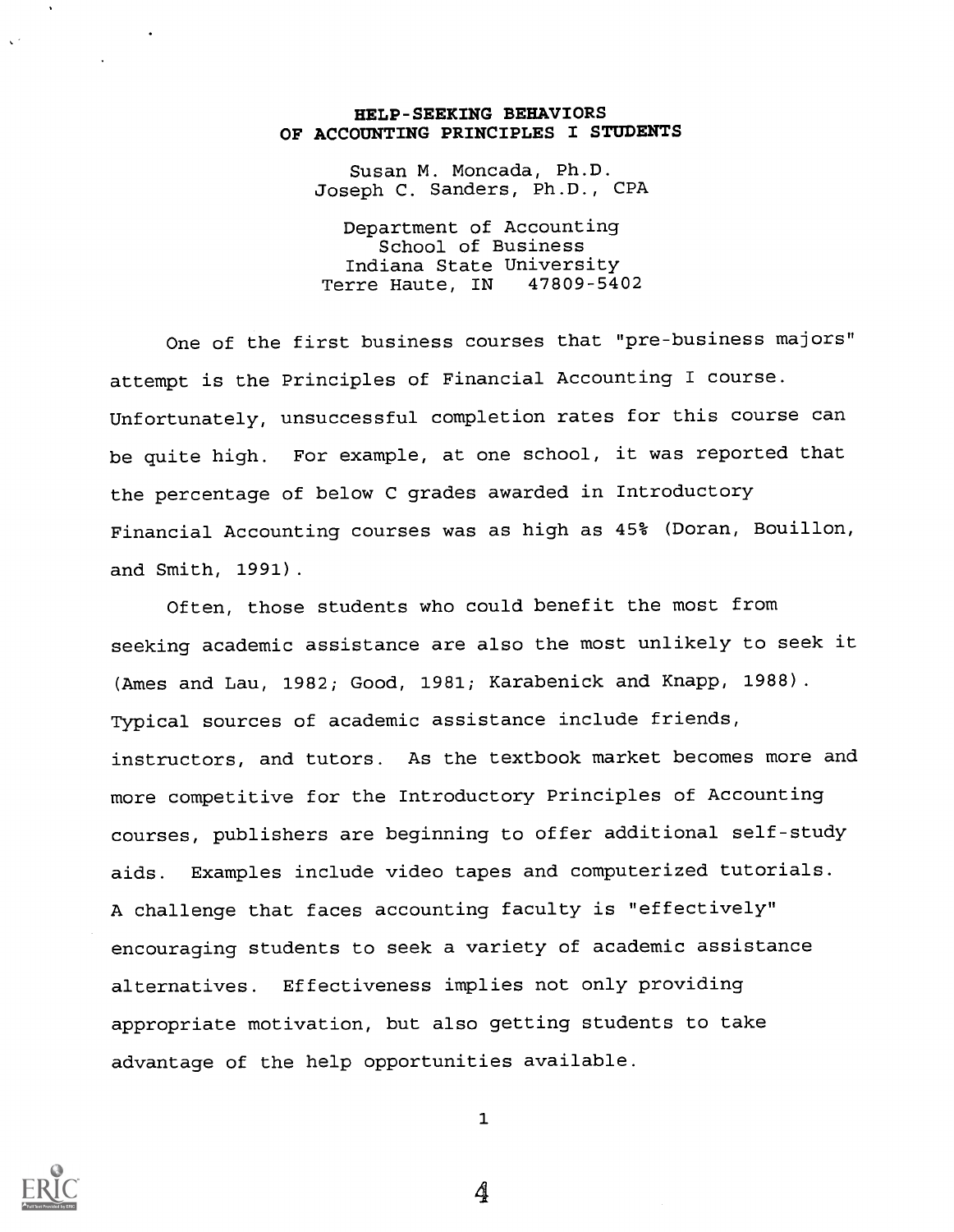# HELP-SEEKING BEHAVIORS OF ACCOUNTING PRINCIPLES I STUDENTS

Susan M. Moncada, Ph.D.
Joseph C. Sanders, Ph.D., CPA

Department of Accounting
School of Business
Indiana State University
Terre Haute, IN 47809-5402

One of the first business courses that "pre-business majors" attempt is the Principles of Financial Accounting I course. Unfortunately, unsuccessful completion rates for this course can be quite high. For example, at one school, it was reported that the percentage of below C grades awarded in Introductory Financial Accounting courses was as high as 45% (Doran, Bouillon, and Smith, 1991).

Often, those students who could benefit the most from seeking academic assistance are also the most unlikely to seek it (Ames and Lau, 1982; Good, 1981; Karabenick and Knapp, 1988). Typical sources of academic assistance include friends, instructors, and tutors. As the textbook market becomes more and more competitive for the Introductory Principles of Accounting courses, publishers are beginning to offer additional self-study aids. Examples include video tapes and computerized tutorials. A challenge that faces accounting faculty is "effectively" encouraging students to seek a variety of academic assistance alternatives. Effectiveness implies not only providing appropriate motivation, but also getting students to take advantage of the help opportunities available.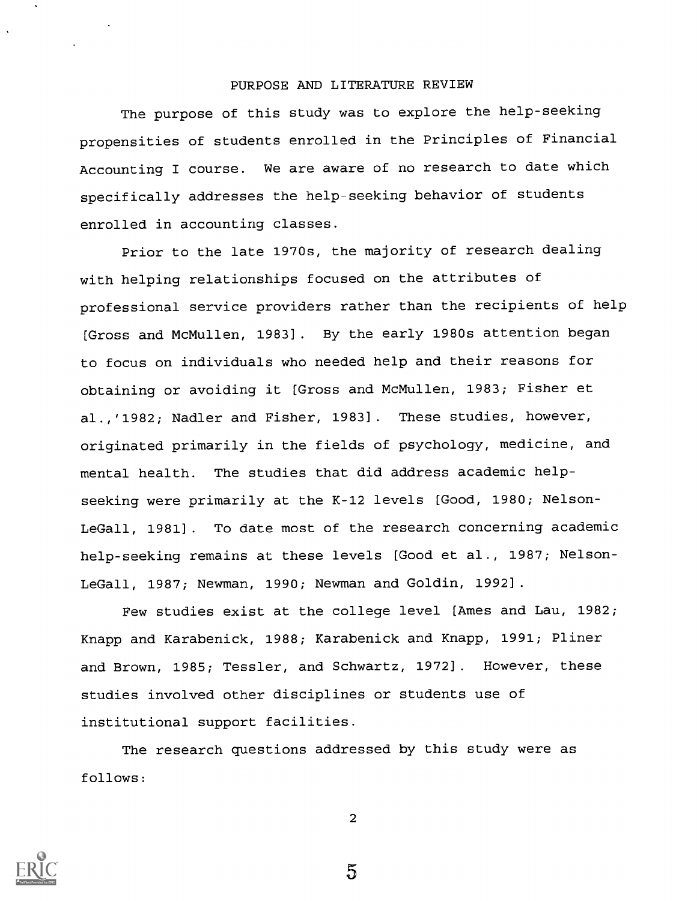## PURPOSE AND LITERATURE REVIEW

The purpose of this study was to explore the help-seeking propensities of students enrolled in the Principles of Financial Accounting I course. We are aware of no research to date which specifically addresses the help-seeking behavior of students enrolled in accounting classes.

Prior to the late 1970s, the majority of research dealing with helping relationships focused on the attributes of professional service providers rather than the recipients of help [Gross and McMullen, 1983]. By the early 1980s attention began to focus on individuals who needed help and their reasons for obtaining or avoiding it [Gross and McMullen, 1983; Fisher et al.,'1982; Nadler and Fisher, 1983]. These studies, however, originated primarily in the fields of psychology, medicine, and mental health. The studies that did address academic help-seeking were primarily at the K-12 levels [Good, 1980; Nelson-LeGall, 1981]. To date most of the research concerning academic help-seeking remains at these levels [Good et al., 1987; Nelson-LeGall, 1987; Newman, 1990; Newman and Goldin, 1992].

Few studies exist at the college level [Ames and Lau, 1982; Knapp and Karabenick, 1988; Karabenick and Knapp, 1991; Pliner and Brown, 1985; Tessler, and Schwartz, 1972]. However, these studies involved other disciplines or students use of institutional support facilities.

The research questions addressed by this study were as follows: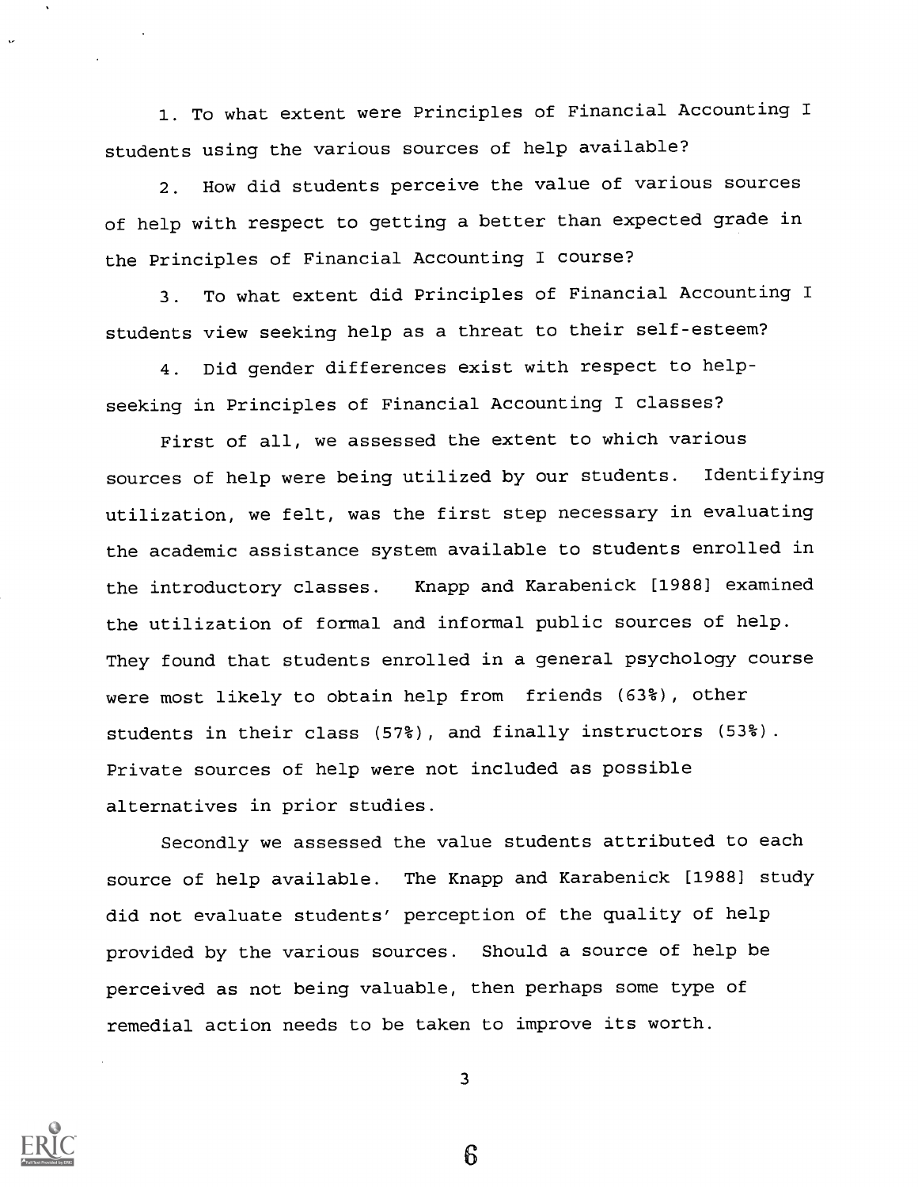1. To what extent were Principles of Financial Accounting I students using the various sources of help available?

2. How did students perceive the value of various sources of help with respect to getting a better than expected grade in the Principles of Financial Accounting I course?

3. To what extent did Principles of Financial Accounting I students view seeking help as a threat to their self-esteem?

4. Did gender differences exist with respect to help-seeking in Principles of Financial Accounting I classes?

First of all, we assessed the extent to which various sources of help were being utilized by our students. Identifying utilization, we felt, was the first step necessary in evaluating the academic assistance system available to students enrolled in the introductory classes. Knapp and Karabenick [1988] examined the utilization of formal and informal public sources of help. They found that students enrolled in a general psychology course were most likely to obtain help from friends (63%), other students in their class (57%), and finally instructors (53%). Private sources of help were not included as possible alternatives in prior studies.

Secondly we assessed the value students attributed to each source of help available. The Knapp and Karabenick [1988] study did not evaluate students' perception of the quality of help provided by the various sources. Should a source of help be perceived as not being valuable, then perhaps some type of remedial action needs to be taken to improve its worth.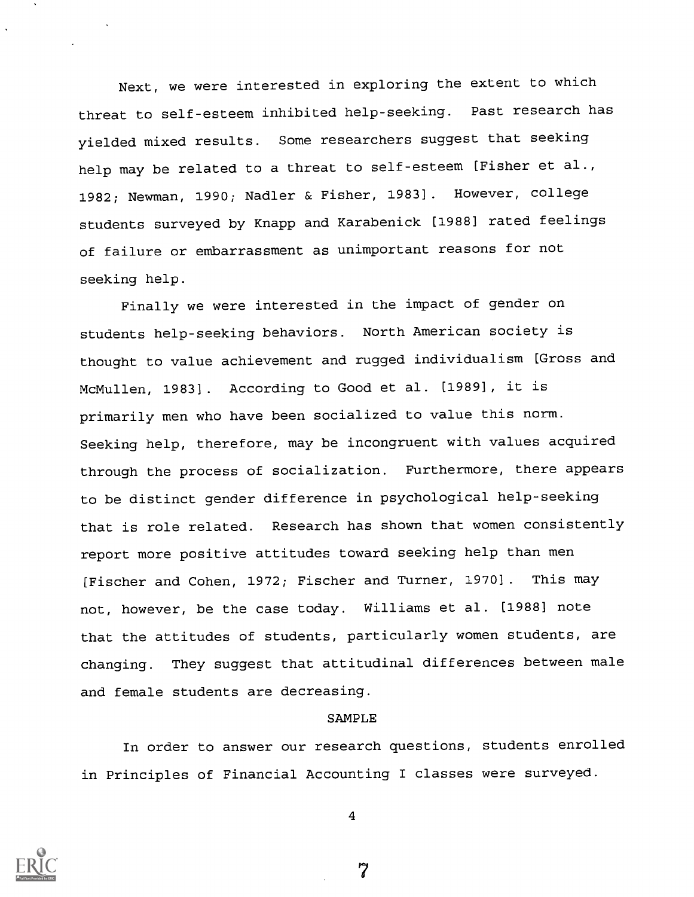Next, we were interested in exploring the extent to which threat to self-esteem inhibited help-seeking. Past research has yielded mixed results. Some researchers suggest that seeking help may be related to a threat to self-esteem [Fisher et al., 1982; Newman, 1990; Nadler & Fisher, 1983]. However, college students surveyed by Knapp and Karabenick [1988] rated feelings of failure or embarrassment as unimportant reasons for not seeking help.

Finally we were interested in the impact of gender on students help-seeking behaviors. North American society is thought to value achievement and rugged individualism [Gross and McMullen, 1983]. According to Good et al. [1989], it is primarily men who have been socialized to value this norm. Seeking help, therefore, may be incongruent with values acquired through the process of socialization. Furthermore, there appears to be distinct gender difference in psychological help-seeking that is role related. Research has shown that women consistently report more positive attitudes toward seeking help than men [Fischer and Cohen, 1972; Fischer and Turner, 1970]. This may not, however, be the case today. Williams et al. [1988] note that the attitudes of students, particularly women students, are changing. They suggest that attitudinal differences between male and female students are decreasing.

## SAMPLE

In order to answer our research questions, students enrolled in Principles of Financial Accounting I classes were surveyed.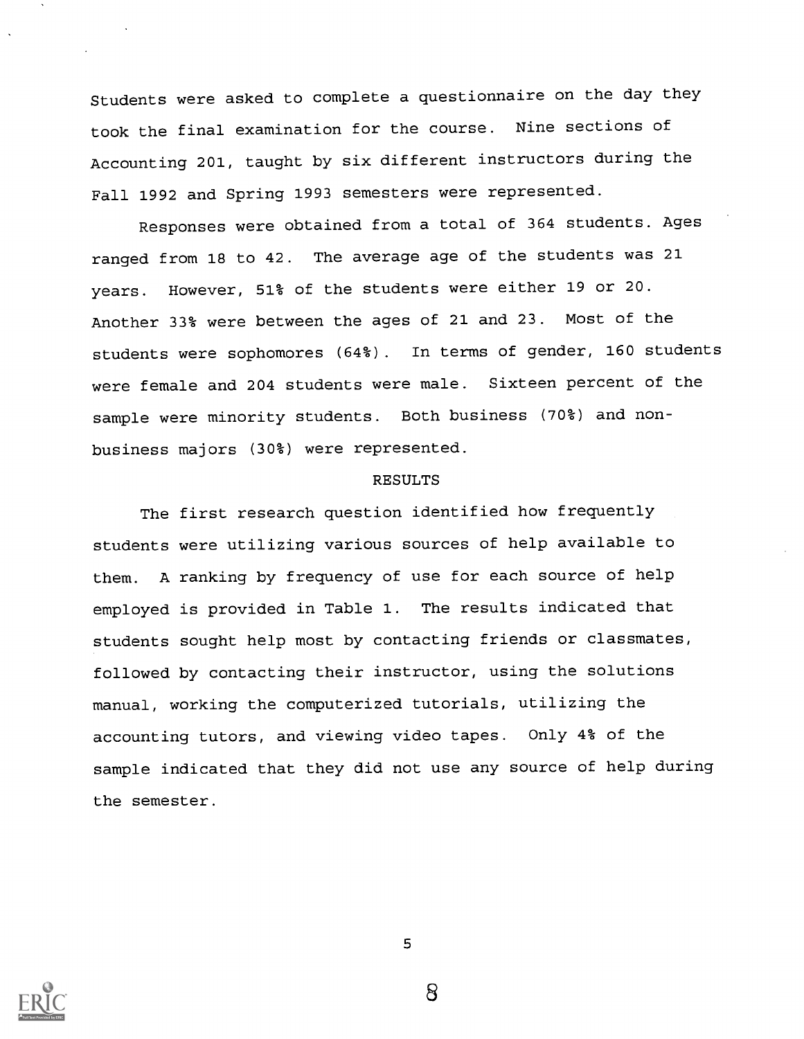Students were asked to complete a questionnaire on the day they took the final examination for the course. Nine sections of Accounting 201, taught by six different instructors during the Fall 1992 and Spring 1993 semesters were represented.

Responses were obtained from a total of 364 students. Ages ranged from 18 to 42. The average age of the students was 21 years. However, 51% of the students were either 19 or 20. Another 33% were between the ages of 21 and 23. Most of the students were sophomores (64%). In terms of gender, 160 students were female and 204 students were male. Sixteen percent of the sample were minority students. Both business (70%) and non-business majors (30%) were represented.

## RESULTS

The first research question identified how frequently students were utilizing various sources of help available to them. A ranking by frequency of use for each source of help employed is provided in Table 1. The results indicated that students sought help most by contacting friends or classmates, followed by contacting their instructor, using the solutions manual, working the computerized tutorials, utilizing the accounting tutors, and viewing video tapes. Only 4% of the sample indicated that they did not use any source of help during the semester.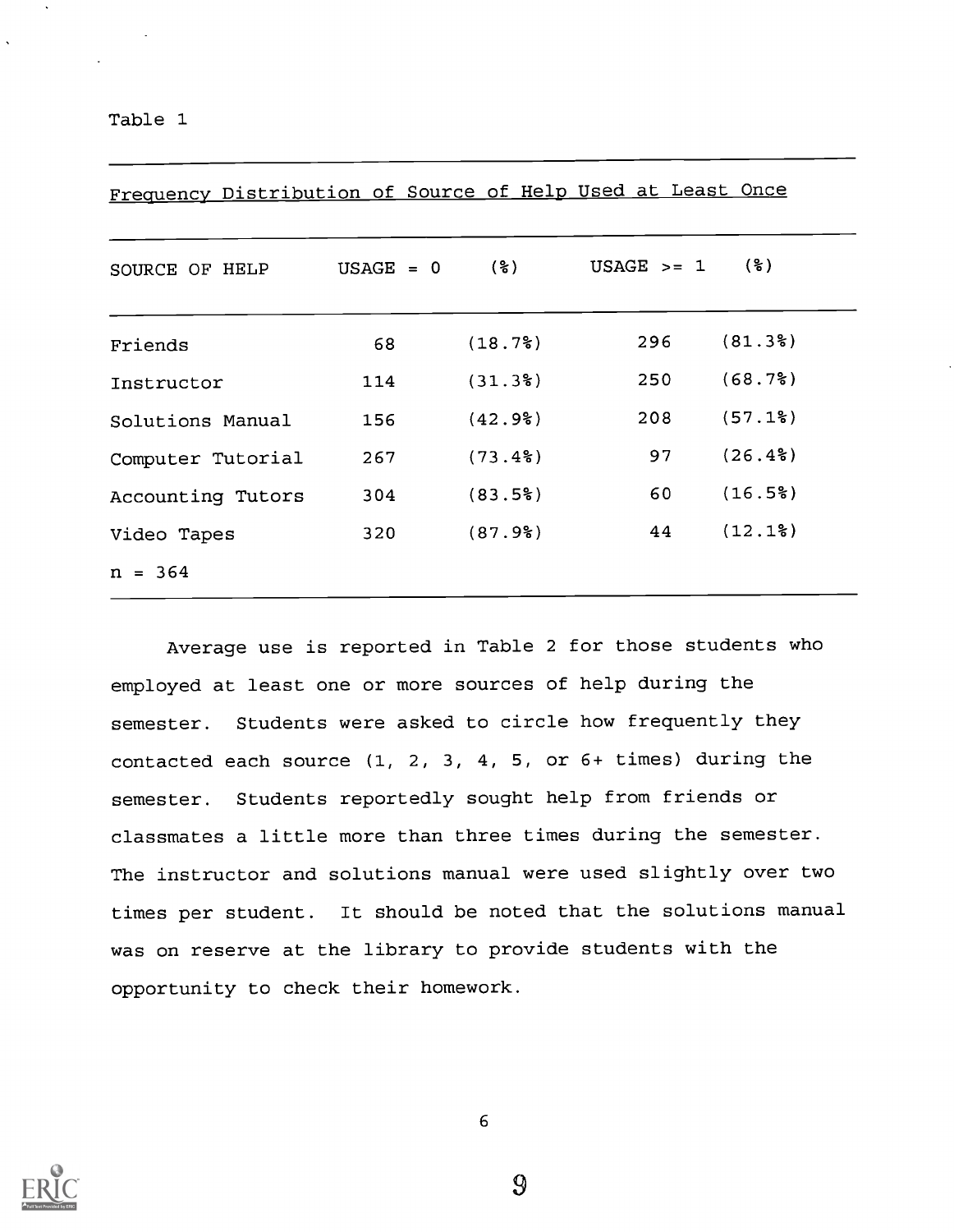Table 1

Frequency Distribution of Source of Help Used at Least Once

| SOURCE OF HELP | USAGE = 0 | (%) | USAGE >= 1 | (%) |
|---|---|---|---|---|
| Friends | 68 | (18.7%) | 296 | (81.3%) |
| Instructor | 114 | (31.3%) | 250 | (68.7%) |
| Solutions Manual | 156 | (42.9%) | 208 | (57.1%) |
| Computer Tutorial | 267 | (73.4%) | 97 | (26.4%) |
| Accounting Tutors | 304 | (83.5%) | 60 | (16.5%) |
| Video Tapes | 320 | (87.9%) | 44 | (12.1%) |
| n = 364 | | | | |

Average use is reported in Table 2 for those students who employed at least one or more sources of help during the semester. Students were asked to circle how frequently they contacted each source (1, 2, 3, 4, 5, or 6+ times) during the semester. Students reportedly sought help from friends or classmates a little more than three times during the semester. The instructor and solutions manual were used slightly over two times per student. It should be noted that the solutions manual was on reserve at the library to provide students with the opportunity to check their homework.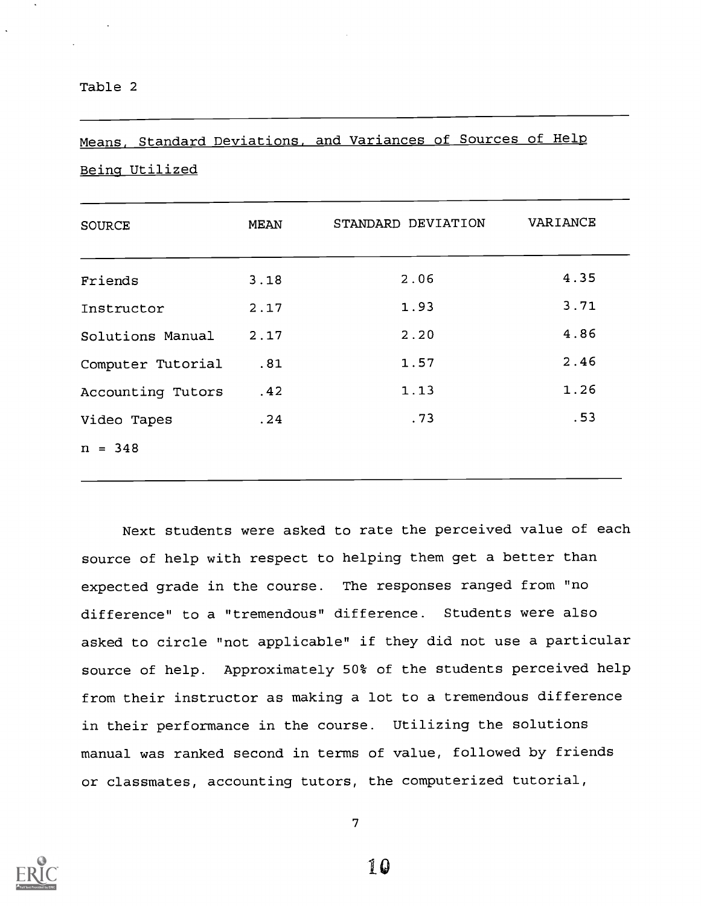Table 2

Means, Standard Deviations, and Variances of Sources of Help Being Utilized

| SOURCE | MEAN | STANDARD DEVIATION | VARIANCE |
|---|---|---|---|
| Friends | 3.18 | 2.06 | 4.35 |
| Instructor | 2.17 | 1.93 | 3.71 |
| Solutions Manual | 2.17 | 2.20 | 4.86 |
| Computer Tutorial | .81 | 1.57 | 2.46 |
| Accounting Tutors | .42 | 1.13 | 1.26 |
| Video Tapes | .24 | .73 | .53 |
| n = 348 | | | |

Next students were asked to rate the perceived value of each source of help with respect to helping them get a better than expected grade in the course. The responses ranged from "no difference" to a "tremendous" difference. Students were also asked to circle "not applicable" if they did not use a particular source of help. Approximately 50% of the students perceived help from their instructor as making a lot to a tremendous difference in their performance in the course. Utilizing the solutions manual was ranked second in terms of value, followed by friends or classmates, accounting tutors, the computerized tutorial,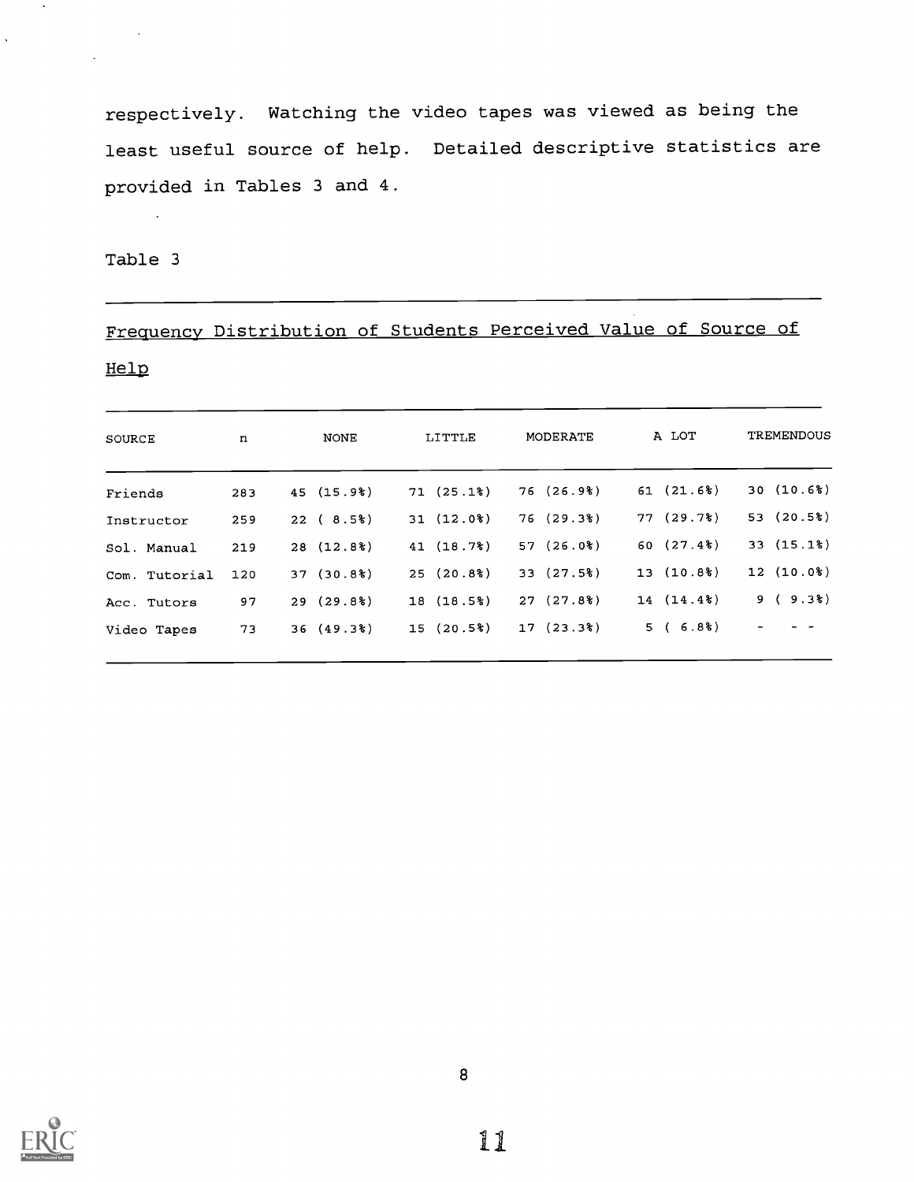respectively. Watching the video tapes was viewed as being the least useful source of help. Detailed descriptive statistics are provided in Tables 3 and 4.

Table 3

Frequency Distribution of Students Perceived Value of Source of Help

| SOURCE | n | NONE | LITTLE | MODERATE | A LOT | TREMENDOUS |
|---|---|---|---|---|---|---|
| Friends | 283 | 45 (15.9%) | 71 (25.1%) | 76 (26.9%) | 61 (21.6%) | 30 (10.6%) |
| Instructor | 259 | 22 ( 8.5%) | 31 (12.0%) | 76 (29.3%) | 77 (29.7%) | 53 (20.5%) |
| Sol. Manual | 219 | 28 (12.8%) | 41 (18.7%) | 57 (26.0%) | 60 (27.4%) | 33 (15.1%) |
| Com. Tutorial | 120 | 37 (30.8%) | 25 (20.8%) | 33 (27.5%) | 13 (10.8%) | 12 (10.0%) |
| Acc. Tutors | 97 | 29 (29.8%) | 18 (18.5%) | 27 (27.8%) | 14 (14.4%) | 9 ( 9.3%) |
| Video Tapes | 73 | 36 (49.3%) | 15 (20.5%) | 17 (23.3%) | 5 ( 6.8%) | - - - |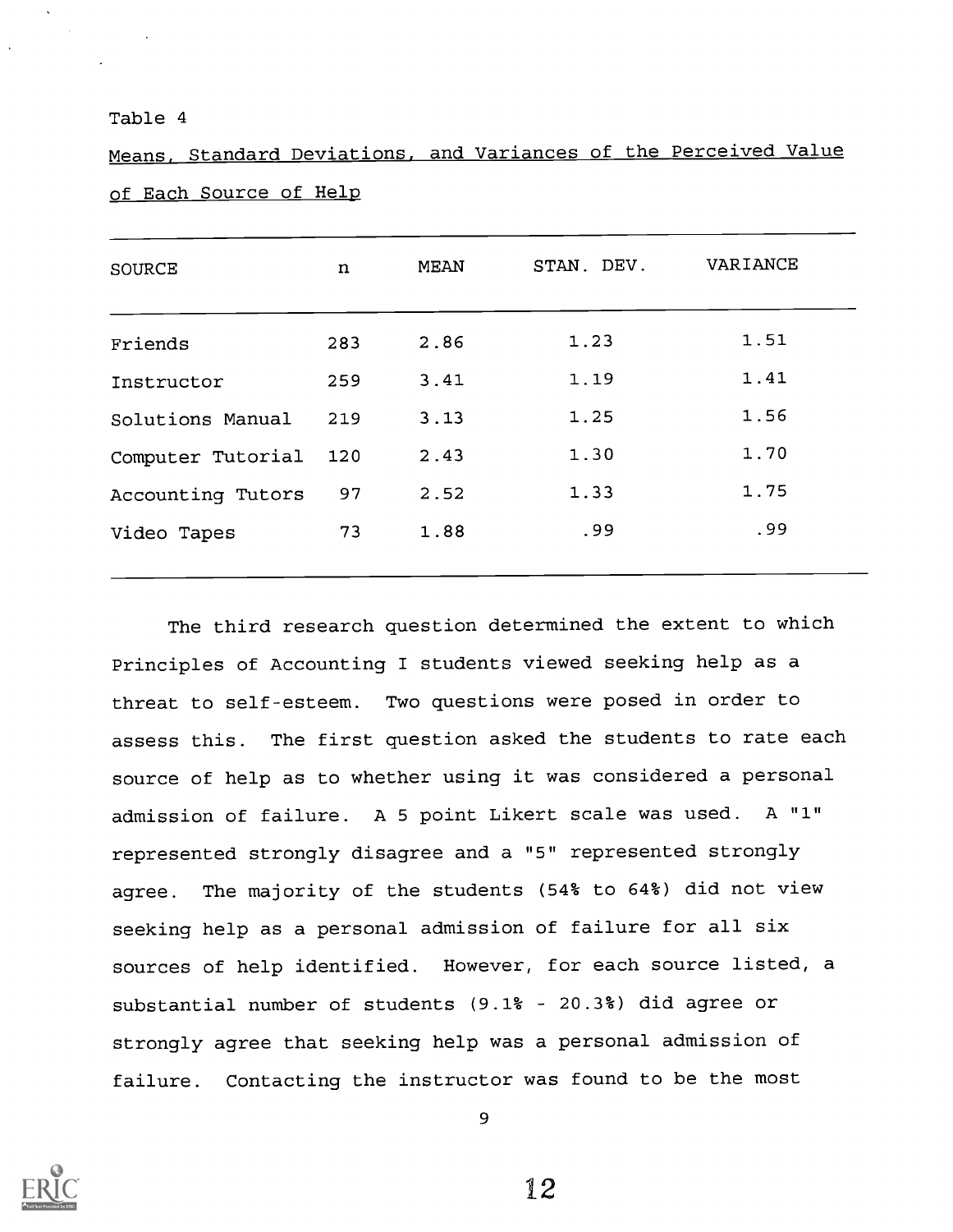Table 4

Means, Standard Deviations, and Variances of the Perceived Value of Each Source of Help

| SOURCE | n | MEAN | STAN. DEV. | VARIANCE |
|---|---|---|---|---|
| Friends | 283 | 2.86 | 1.23 | 1.51 |
| Instructor | 259 | 3.41 | 1.19 | 1.41 |
| Solutions Manual | 219 | 3.13 | 1.25 | 1.56 |
| Computer Tutorial | 120 | 2.43 | 1.30 | 1.70 |
| Accounting Tutors | 97 | 2.52 | 1.33 | 1.75 |
| Video Tapes | 73 | 1.88 | .99 | .99 |

The third research question determined the extent to which Principles of Accounting I students viewed seeking help as a threat to self-esteem. Two questions were posed in order to assess this. The first question asked the students to rate each source of help as to whether using it was considered a personal admission of failure. A 5 point Likert scale was used. A "1" represented strongly disagree and a "5" represented strongly agree. The majority of the students (54% to 64%) did not view seeking help as a personal admission of failure for all six sources of help identified. However, for each source listed, a substantial number of students (9.1% - 20.3%) did agree or strongly agree that seeking help was a personal admission of failure. Contacting the instructor was found to be the most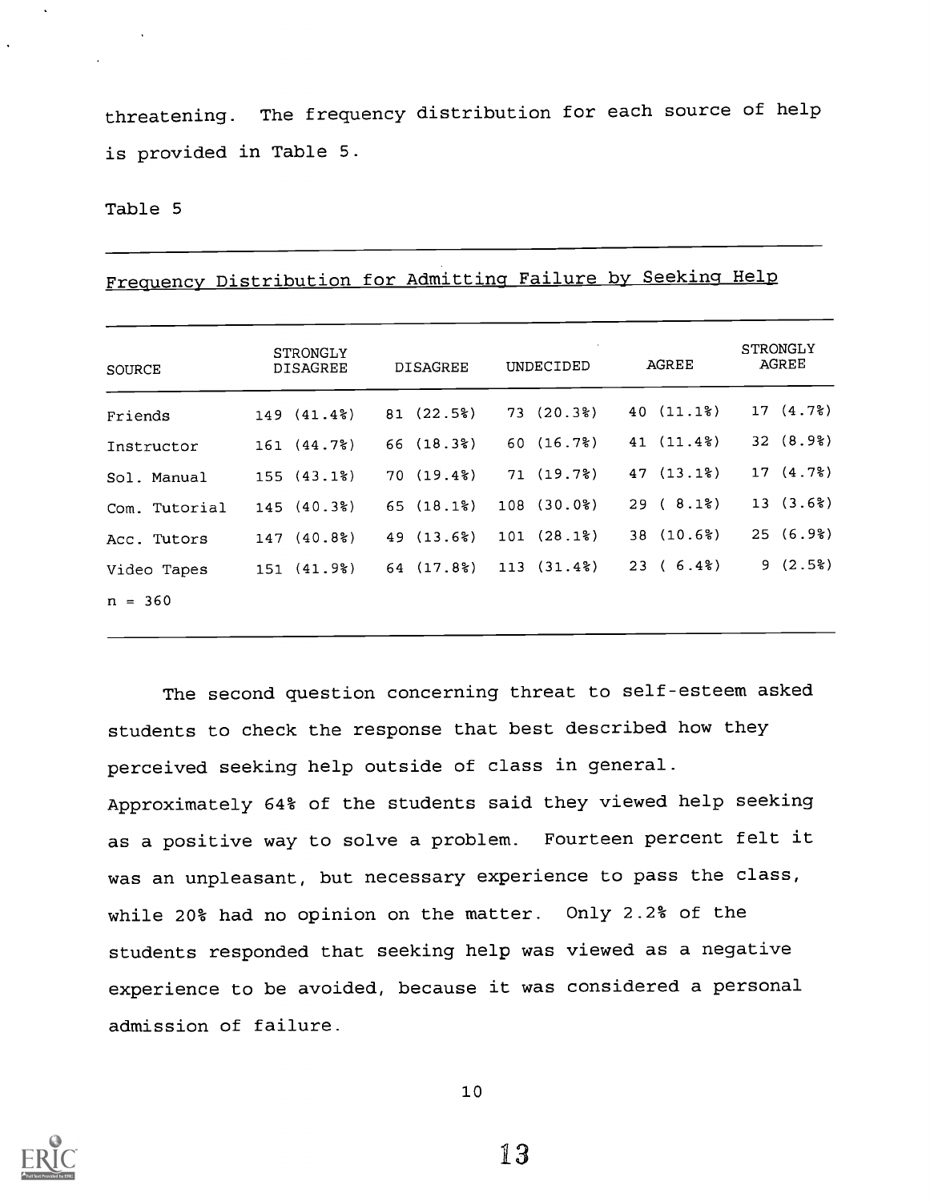threatening. The frequency distribution for each source of help is provided in Table 5.

Table 5

Frequency Distribution for Admitting Failure by Seeking Help

| SOURCE | STRONGLY DISAGREE | DISAGREE | UNDECIDED | AGREE | STRONGLY AGREE |
|---|---|---|---|---|---|
| Friends | 149 (41.4%) | 81 (22.5%) | 73 (20.3%) | 40 (11.1%) | 17 (4.7%) |
| Instructor | 161 (44.7%) | 66 (18.3%) | 60 (16.7%) | 41 (11.4%) | 32 (8.9%) |
| Sol. Manual | 155 (43.1%) | 70 (19.4%) | 71 (19.7%) | 47 (13.1%) | 17 (4.7%) |
| Com. Tutorial | 145 (40.3%) | 65 (18.1%) | 108 (30.0%) | 29 ( 8.1%) | 13 (3.6%) |
| Acc. Tutors | 147 (40.8%) | 49 (13.6%) | 101 (28.1%) | 38 (10.6%) | 25 (6.9%) |
| Video Tapes | 151 (41.9%) | 64 (17.8%) | 113 (31.4%) | 23 ( 6.4%) | 9 (2.5%) |
| n = 360 | | | | | |

The second question concerning threat to self-esteem asked students to check the response that best described how they perceived seeking help outside of class in general. Approximately 64% of the students said they viewed help seeking as a positive way to solve a problem. Fourteen percent felt it was an unpleasant, but necessary experience to pass the class, while 20% had no opinion on the matter. Only 2.2% of the students responded that seeking help was viewed as a negative experience to be avoided, because it was considered a personal admission of failure.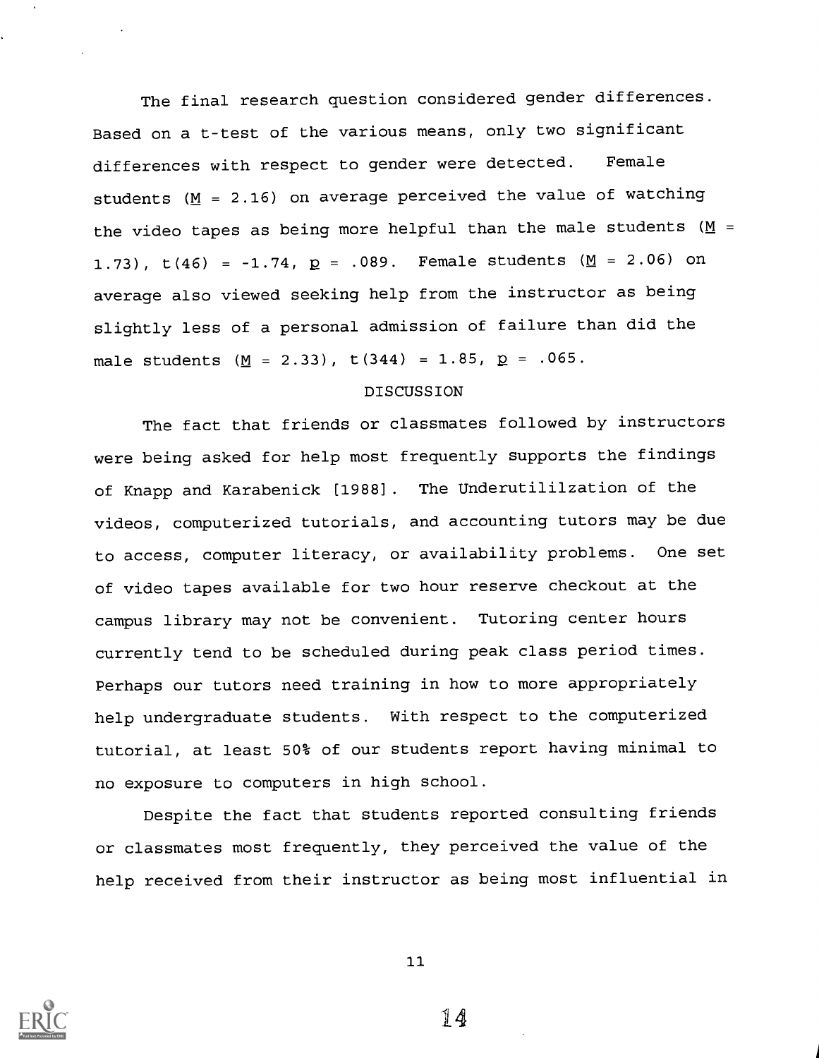The final research question considered gender differences. Based on a t-test of the various means, only two significant differences with respect to gender were detected. Female students ($M = 2.16$) on average perceived the value of watching the video tapes as being more helpful than the male students ($M = 1.73$), $t(46) = -1.74$, $p = .089$. Female students ($M = 2.06$) on average also viewed seeking help from the instructor as being slightly less of a personal admission of failure than did the male students ($M = 2.33$), $t(344) = 1.85$, $p = .065$.

## DISCUSSION

The fact that friends or classmates followed by instructors were being asked for help most frequently supports the findings of Knapp and Karabenick [1988]. The Underutililzation of the videos, computerized tutorials, and accounting tutors may be due to access, computer literacy, or availability problems. One set of video tapes available for two hour reserve checkout at the campus library may not be convenient. Tutoring center hours currently tend to be scheduled during peak class period times. Perhaps our tutors need training in how to more appropriately help undergraduate students. With respect to the computerized tutorial, at least 50% of our students report having minimal to no exposure to computers in high school.

Despite the fact that students reported consulting friends or classmates most frequently, they perceived the value of the help received from their instructor as being most influential in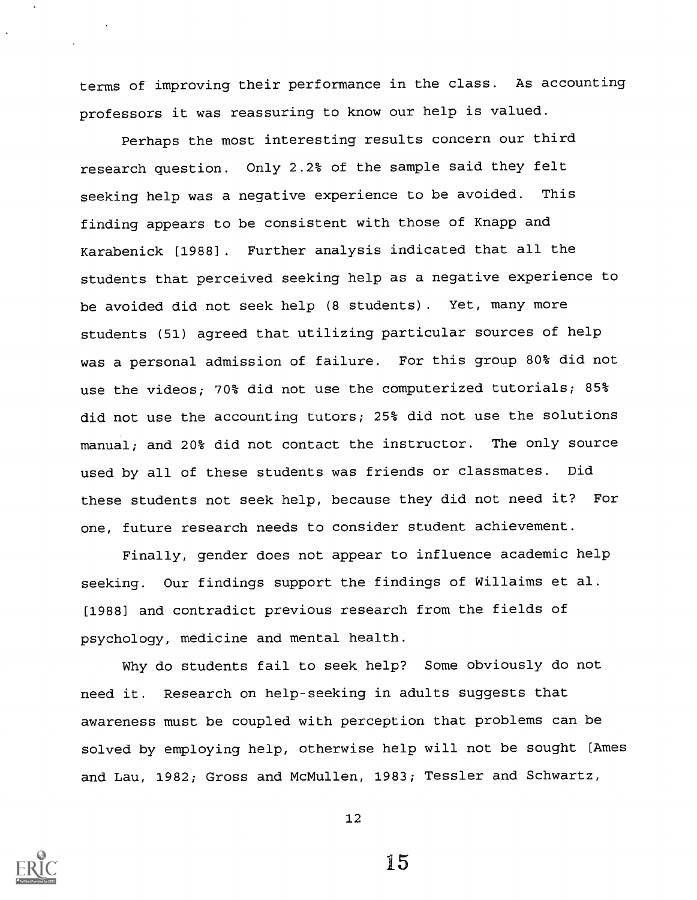terms of improving their performance in the class. As accounting professors it was reassuring to know our help is valued.

Perhaps the most interesting results concern our third research question. Only 2.2% of the sample said they felt seeking help was a negative experience to be avoided. This finding appears to be consistent with those of Knapp and Karabenick [1988]. Further analysis indicated that all the students that perceived seeking help as a negative experience to be avoided did not seek help (8 students). Yet, many more students (51) agreed that utilizing particular sources of help was a personal admission of failure. For this group 80% did not use the videos; 70% did not use the computerized tutorials; 85% did not use the accounting tutors; 25% did not use the solutions manual; and 20% did not contact the instructor. The only source used by all of these students was friends or classmates. Did these students not seek help, because they did not need it? For one, future research needs to consider student achievement.

Finally, gender does not appear to influence academic help seeking. Our findings support the findings of Willaims et al. [1988] and contradict previous research from the fields of psychology, medicine and mental health.

Why do students fail to seek help? Some obviously do not need it. Research on help-seeking in adults suggests that awareness must be coupled with perception that problems can be solved by employing help, otherwise help will not be sought [Ames and Lau, 1982; Gross and McMullen, 1983; Tessler and Schwartz,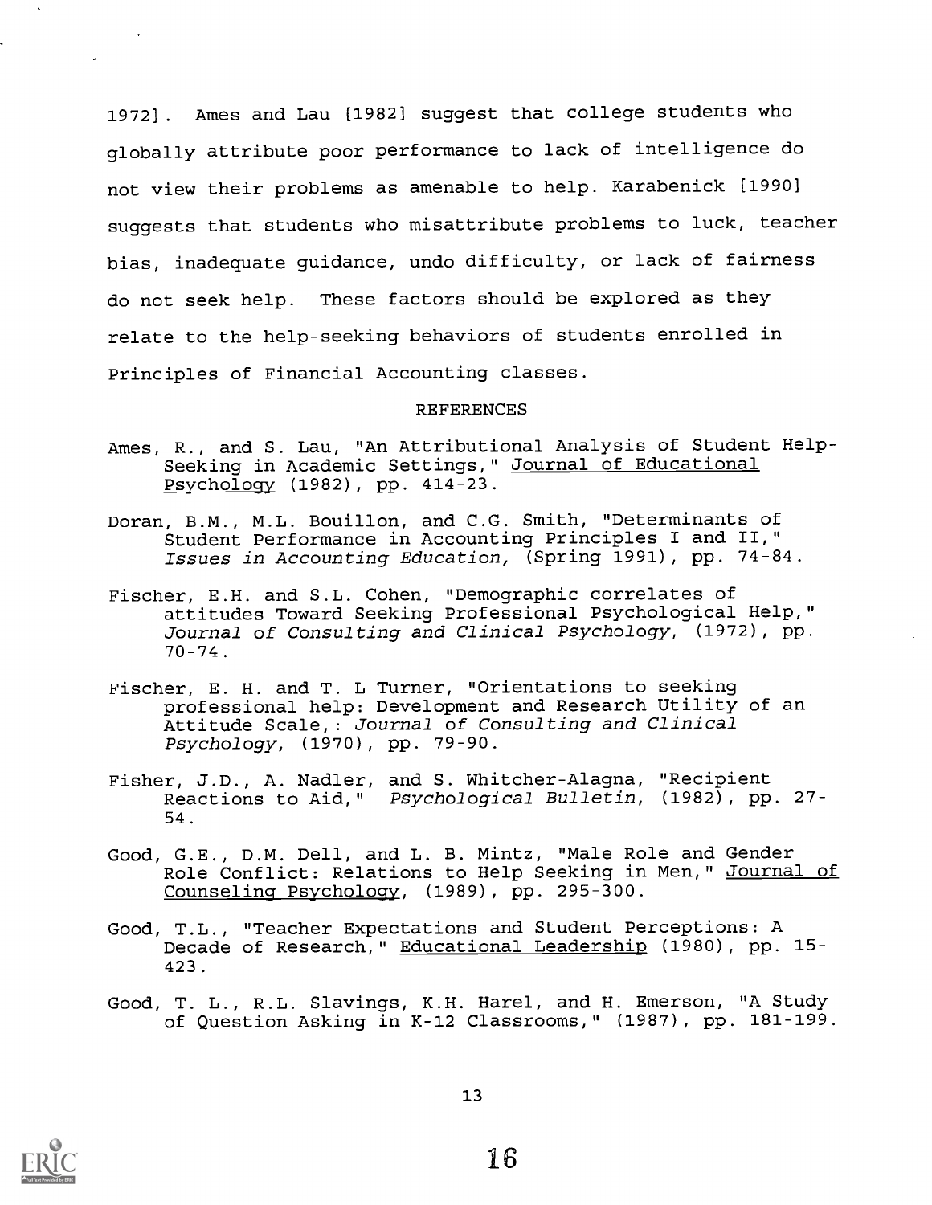1972]. Ames and Lau [1982] suggest that college students who globally attribute poor performance to lack of intelligence do not view their problems as amenable to help. Karabenick [1990] suggests that students who misattribute problems to luck, teacher bias, inadequate guidance, undo difficulty, or lack of fairness do not seek help. These factors should be explored as they relate to the help-seeking behaviors of students enrolled in Principles of Financial Accounting classes.

## REFERENCES

Ames, R., and S. Lau, "An Attributional Analysis of Student Help-Seeking in Academic Settings," Journal of Educational Psychology (1982), pp. 414-23.

Doran, B.M., M.L. Bouillon, and C.G. Smith, "Determinants of Student Performance in Accounting Principles I and II," *Issues in Accounting Education,* (Spring 1991), pp. 74-84.

Fischer, E.H. and S.L. Cohen, "Demographic correlates of attitudes Toward Seeking Professional Psychological Help," *Journal of Consulting and Clinical Psychology*, (1972), pp. 70-74.

Fischer, E. H. and T. L Turner, "Orientations to seeking professional help: Development and Research Utility of an Attitude Scale,: *Journal of Consulting and Clinical Psychology*, (1970), pp. 79-90.

Fisher, J.D., A. Nadler, and S. Whitcher-Alagna, "Recipient Reactions to Aid," *Psychological Bulletin*, (1982), pp. 27-54.

Good, G.E., D.M. Dell, and L. B. Mintz, "Male Role and Gender Role Conflict: Relations to Help Seeking in Men," Journal of Counseling Psychology, (1989), pp. 295-300.

Good, T.L., "Teacher Expectations and Student Perceptions: A Decade of Research," Educational Leadership (1980), pp. 15-423.

Good, T. L., R.L. Slavings, K.H. Harel, and H. Emerson, "A Study of Question Asking in K-12 Classrooms," (1987), pp. 181-199.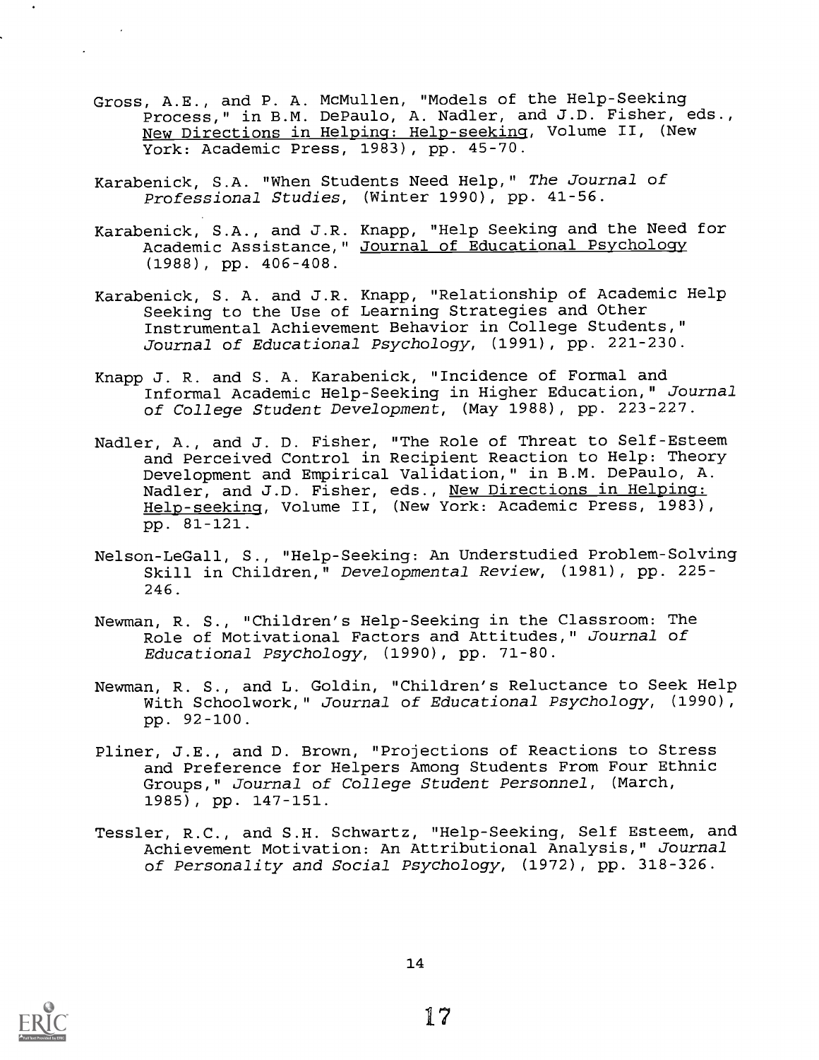Gross, A.E., and P. A. McMullen, "Models of the Help-Seeking Process," in B.M. DePaulo, A. Nadler, and J.D. Fisher, eds., New Directions in Helping: Help-seeking, Volume II, (New York: Academic Press, 1983), pp. 45-70.

Karabenick, S.A. "When Students Need Help," *The Journal of Professional Studies*, (Winter 1990), pp. 41-56.

Karabenick, S.A., and J.R. Knapp, "Help Seeking and the Need for Academic Assistance," Journal of Educational Psychology (1988), pp. 406-408.

Karabenick, S. A. and J.R. Knapp, "Relationship of Academic Help Seeking to the Use of Learning Strategies and Other Instrumental Achievement Behavior in College Students," *Journal of Educational Psychology*, (1991), pp. 221-230.

Knapp J. R. and S. A. Karabenick, "Incidence of Formal and Informal Academic Help-Seeking in Higher Education," *Journal of College Student Development*, (May 1988), pp. 223-227.

Nadler, A., and J. D. Fisher, "The Role of Threat to Self-Esteem and Perceived Control in Recipient Reaction to Help: Theory Development and Empirical Validation," in B.M. DePaulo, A. Nadler, and J.D. Fisher, eds., New Directions in Helping: Help-seeking, Volume II, (New York: Academic Press, 1983), pp. 81-121.

Nelson-LeGall, S., "Help-Seeking: An Understudied Problem-Solving Skill in Children," *Developmental Review*, (1981), pp. 225-246.

Newman, R. S., "Children's Help-Seeking in the Classroom: The Role of Motivational Factors and Attitudes," *Journal of Educational Psychology*, (1990), pp. 71-80.

Newman, R. S., and L. Goldin, "Children's Reluctance to Seek Help With Schoolwork," *Journal of Educational Psychology*, (1990), pp. 92-100.

Pliner, J.E., and D. Brown, "Projections of Reactions to Stress and Preference for Helpers Among Students From Four Ethnic Groups," *Journal of College Student Personnel*, (March, 1985), pp. 147-151.

Tessler, R.C., and S.H. Schwartz, "Help-Seeking, Self Esteem, and Achievement Motivation: An Attributional Analysis," *Journal of Personality and Social Psychology*, (1972), pp. 318-326.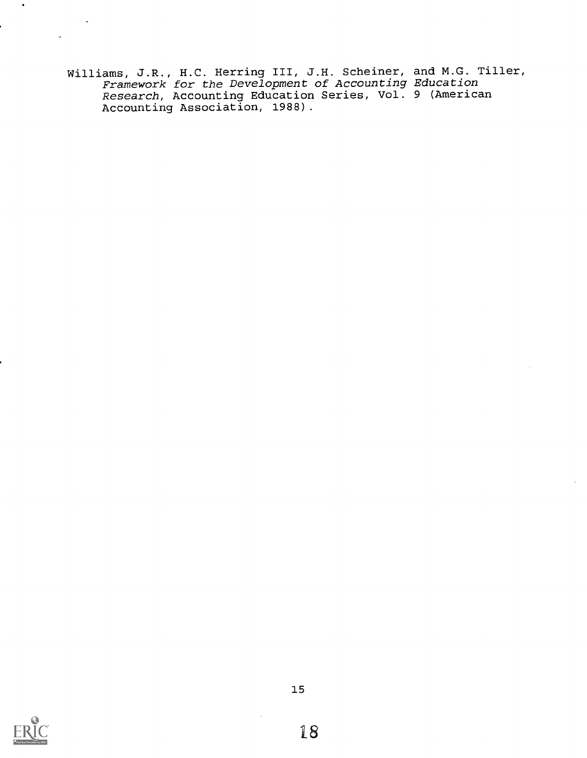Williams, J.R., H.C. Herring III, J.H. Scheiner, and M.G. Tiller, *Framework for the Development of Accounting Education Research*, Accounting Education Series, Vol. 9 (American Accounting Association, 1988).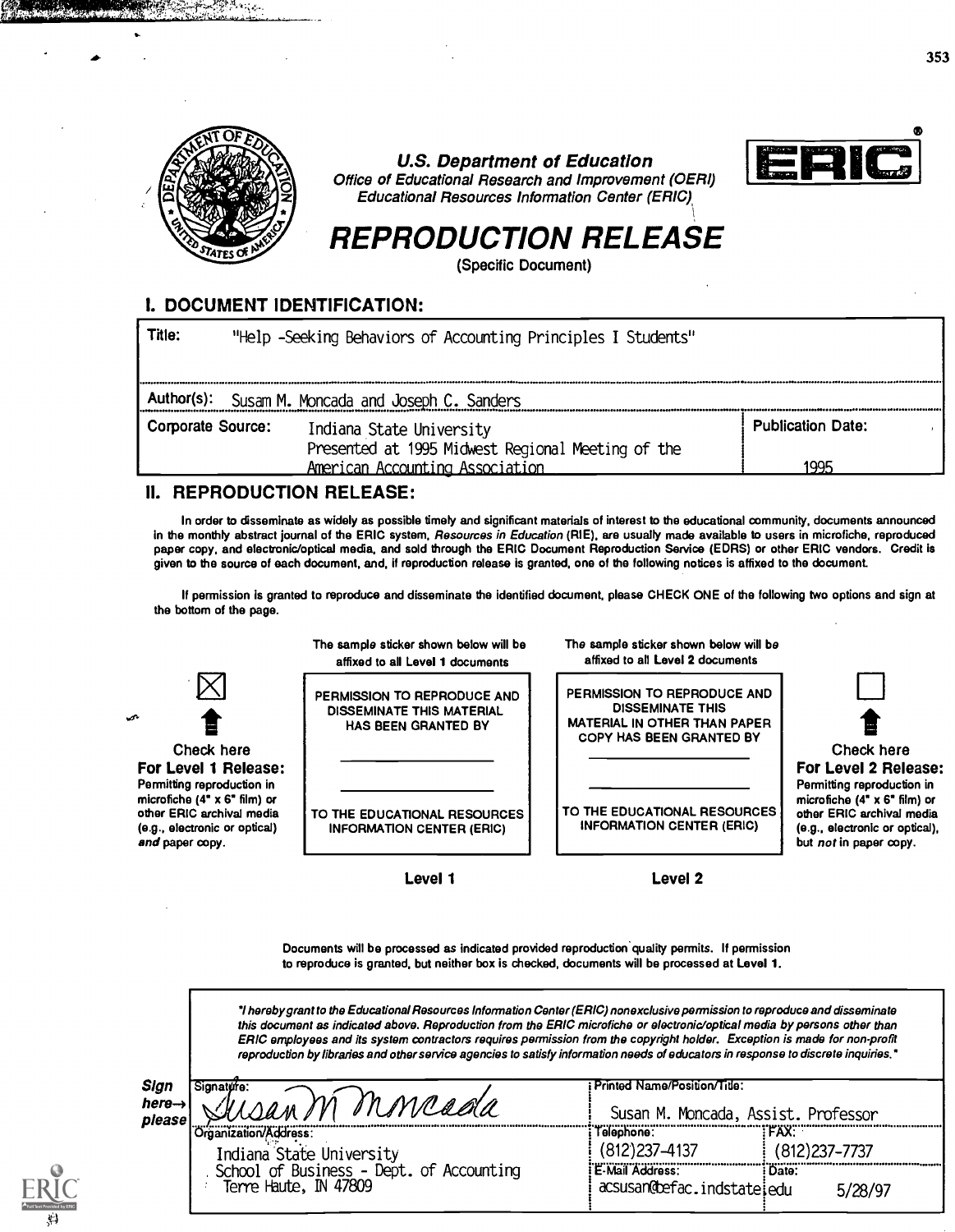**U.S. Department of Education**
*Office of Educational Research and Improvement (OERI)*
*Educational Resources Information Center (ERIC)*

# REPRODUCTION RELEASE

(Specific Document)

## I. DOCUMENT IDENTIFICATION:

| | |
|---|---|
| Title: | "Help -Seeking Behaviors of Accounting Principles I Students" |
| Author(s): | Susam M. Moncada and Joseph C. Sanders |
| Corporate Source: Indiana State University Presented at 1995 Midwest Regional Meeting of the American Accounting Association | Publication Date: 1995 |

## II. REPRODUCTION RELEASE:

In order to disseminate as widely as possible timely and significant materials of interest to the educational community, documents announced in the monthly abstract journal of the ERIC system, *Resources in Education* (RIE), are usually made available to users in microfiche, reproduced paper copy, and electronic/optical media, and sold through the ERIC Document Reproduction Service (EDRS) or other ERIC vendors. Credit is given to the source of each document, and, if reproduction release is granted, one of the following notices is affixed to the document.

If permission is granted to reproduce and disseminate the identified document, please CHECK ONE of the following two options and sign at the bottom of the page.

[X] **Check here For Level 1 Release:** Permitting reproduction in microfiche (4" x 6" film) or other ERIC archival media (e.g., electronic or optical) *and* paper copy.

The sample sticker shown below will be affixed to all Level 1 documents

PERMISSION TO REPRODUCE AND DISSEMINATE THIS MATERIAL HAS BEEN GRANTED BY

TO THE EDUCATIONAL RESOURCES INFORMATION CENTER (ERIC)

**Level 1**

The sample sticker shown below will be affixed to all Level 2 documents

PERMISSION TO REPRODUCE AND DISSEMINATE THIS MATERIAL IN OTHER THAN PAPER COPY HAS BEEN GRANTED BY

TO THE EDUCATIONAL RESOURCES INFORMATION CENTER (ERIC)

**Level 2**

[ ] **Check here For Level 2 Release:** Permitting reproduction in microfiche (4" x 6" film) or other ERIC archival media (e.g., electronic or optical), but *not* in paper copy.

Documents will be processed as indicated provided reproduction quality permits. If permission to reproduce is granted, but neither box is checked, documents will be processed at Level 1.

*"I hereby grant to the Educational Resources Information Center (ERIC) nonexclusive permission to reproduce and disseminate this document as indicated above. Reproduction from the ERIC microfiche or electronic/optical media by persons other than ERIC employees and its system contractors requires permission from the copyright holder. Exception is made for non-profit reproduction by libraries and other service agencies to satisfy information needs of educators in response to discrete inquiries."*

**Sign here→ please**

| | | |
|---|---|---|
| Signature: Susan M Moncada | Printed Name/Position/Title: Susan M. Moncada, Assist. Professor | |
| Organization/Address: Indiana State University, School of Business - Dept. of Accounting, Terre Haute, IN 47809 | Telephone: (812)237-4137 | FAX: (812)237-7737 |
| | E-Mail Address: acsusan@befac.indstate.edu | Date: 5/28/97 |